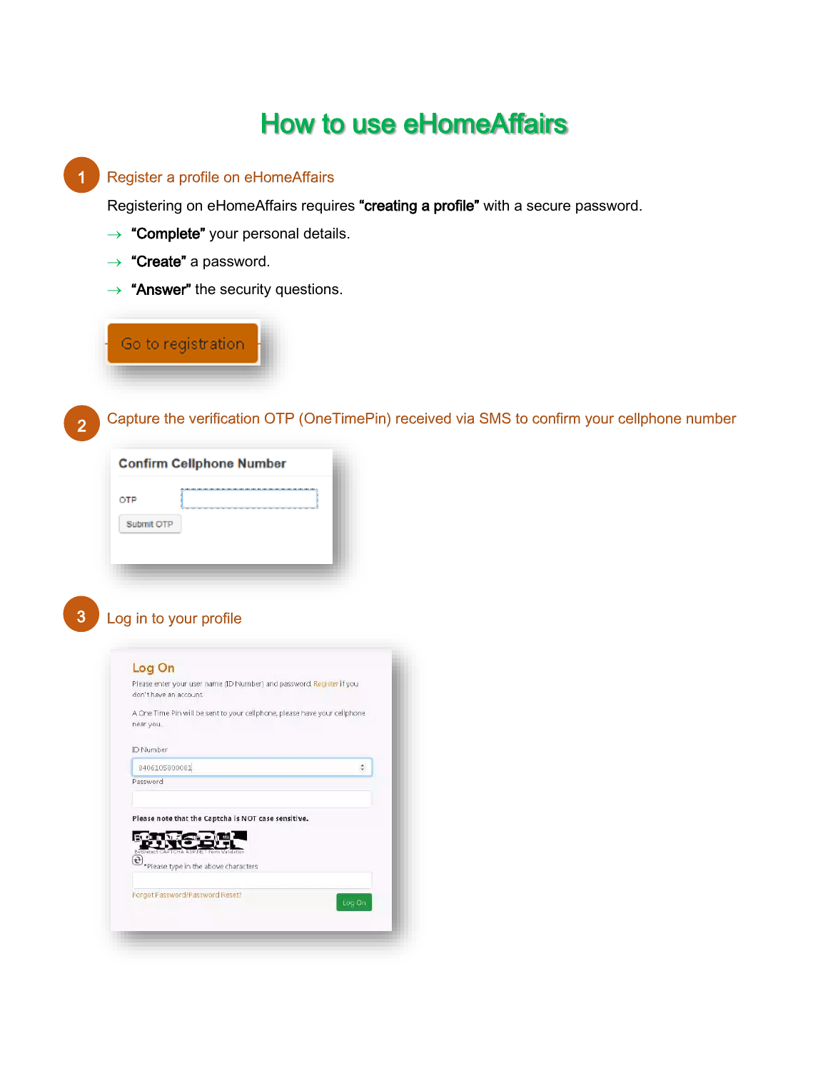# How to use eHomeAffairs

## 1 Register a profile on eHomeAffairs

Registering on eHomeAffairs requires **"creating a profile"** with a secure password.

→ **"Complete"** your personal details.

→ **"Create"** a password.

→ **"Answer"** the security questions.

Go to registration

## 2 Capture the verification OTP (OneTimePin) received via SMS to confirm your cellphone number

**Confirm Cellphone Number**

OTP

Submit OTP

## 3 Log in to your profile

**Log On**

Please enter your user name (ID Number) and password. Register if you don't have an account.

A One Time Pin will be sent to your cellphone, please have your cellphone near you.

ID Number

8406105800081

Password

**Please note that the Captcha is NOT case sensitive.**

*Please type in the above characters

Forgot Password/Password Reset?

Log On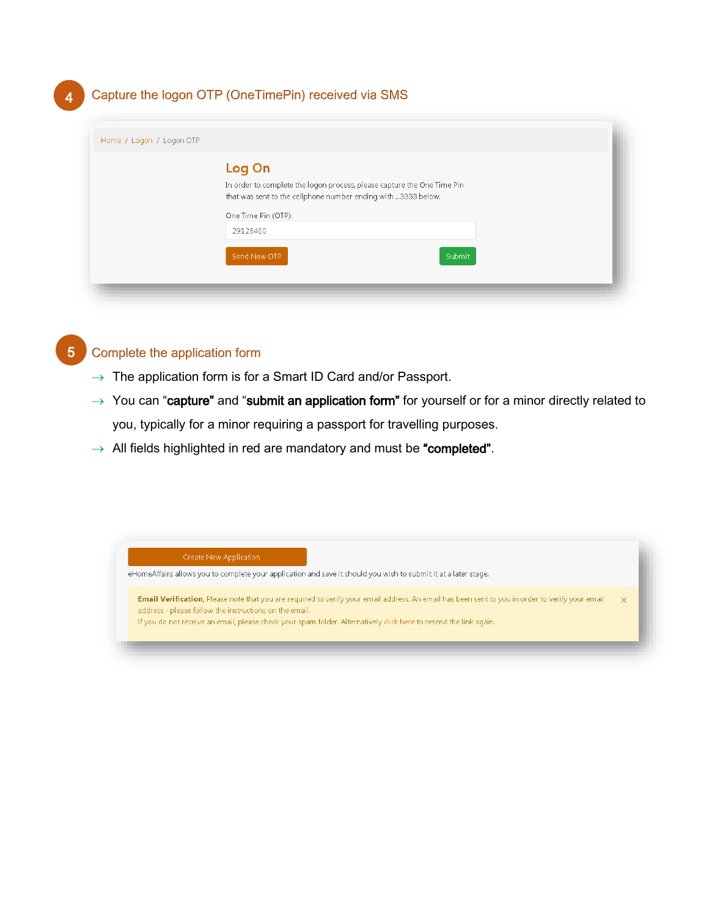## 4 Capture the logon OTP (OneTimePin) received via SMS

Home / Logon / Logon OTP

**Log On**

In order to complete the logon process, please capture the One Time Pin that was sent to the cellphone number ending with ...3333 below.

One Time Pin (OTP):

29128460

Send New OTP    Submit

## 5 Complete the application form

- The application form is for a Smart ID Card and/or Passport.
- You can "**capture**" and "**submit an application form**" for yourself or for a minor directly related to you, typically for a minor requiring a passport for travelling purposes.
- All fields highlighted in red are mandatory and must be **"completed"**.

Create New Application

eHomeAffairs allows you to complete your application and save it should you wish to submit it at a later stage.

**Email Verification,** Please note that you are required to verify your email address. An email has been sent to you in order to verify your email address - please follow the instructions on the email.
If you do not receive an email, please check your spam folder. Alternatively click here to resend the link again.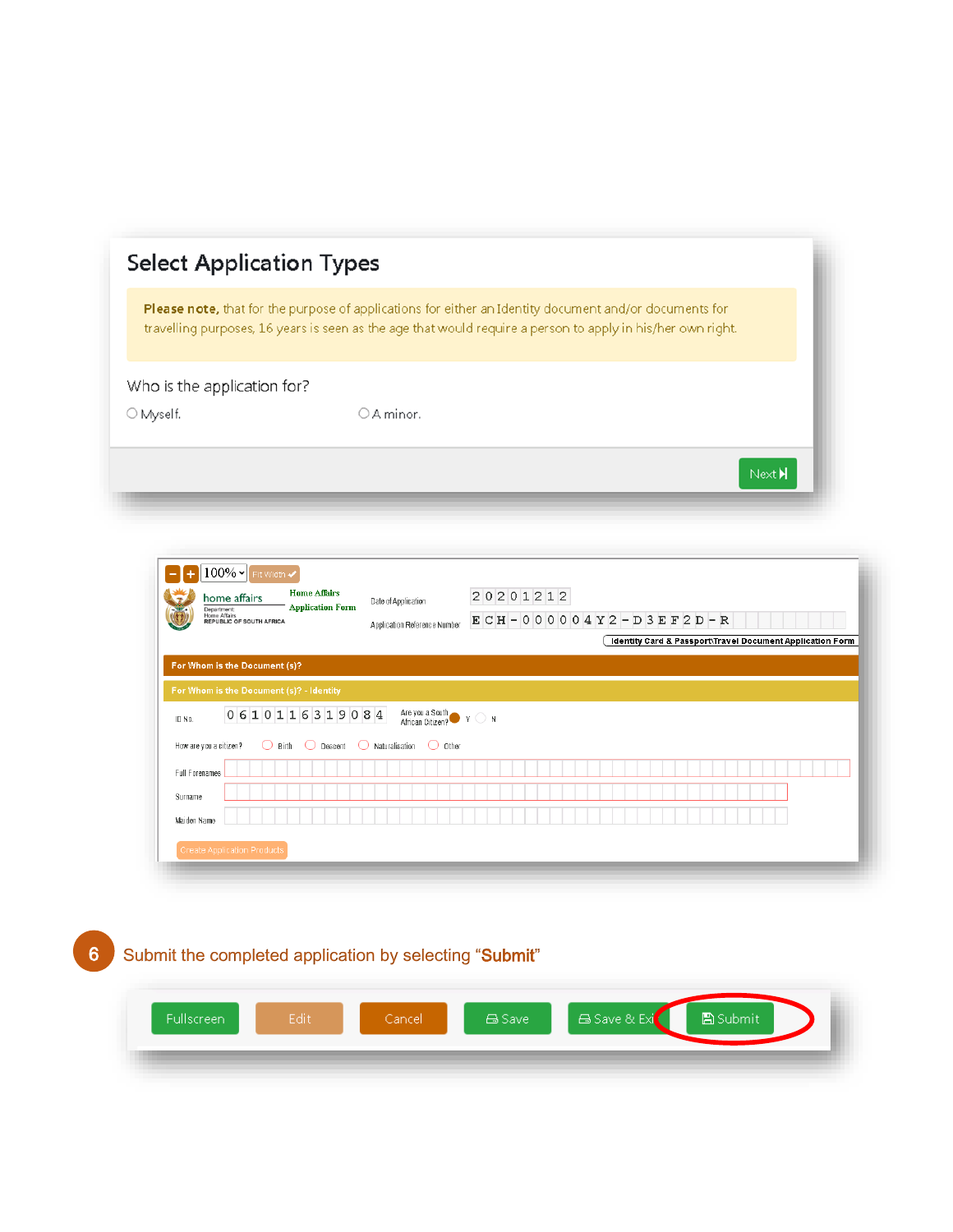## Select Application Types

**Please note,** that for the purpose of applications for either an Identity document and/or documents for travelling purposes, 16 years is seen as the age that would require a person to apply in his/her own right.

Who is the application for?

○ Myself. ○ A minor.

Next

100% Fit Width

home affairs
Department: Home Affairs
REPUBLIC OF SOUTH AFRICA

Home Affairs Application Form

Date of Application 20201212

Application Reference Number ECH-000004Y2-D3EF2D-R

Identity Card & Passport\Travel Document Application Form

For Whom is the Document (s)?

For Whom is the Document (s)? - Identity

ID No. 0610116319084 Are you a South African Citizen? Y N

How are you a citizen? Birth Descent Naturalisation Other

Full Forenames

Surname

Maiden Name

Create Application Products

6 Submit the completed application by selecting "**Submit**"

Fullscreen Edit Cancel Save Save & Exit Submit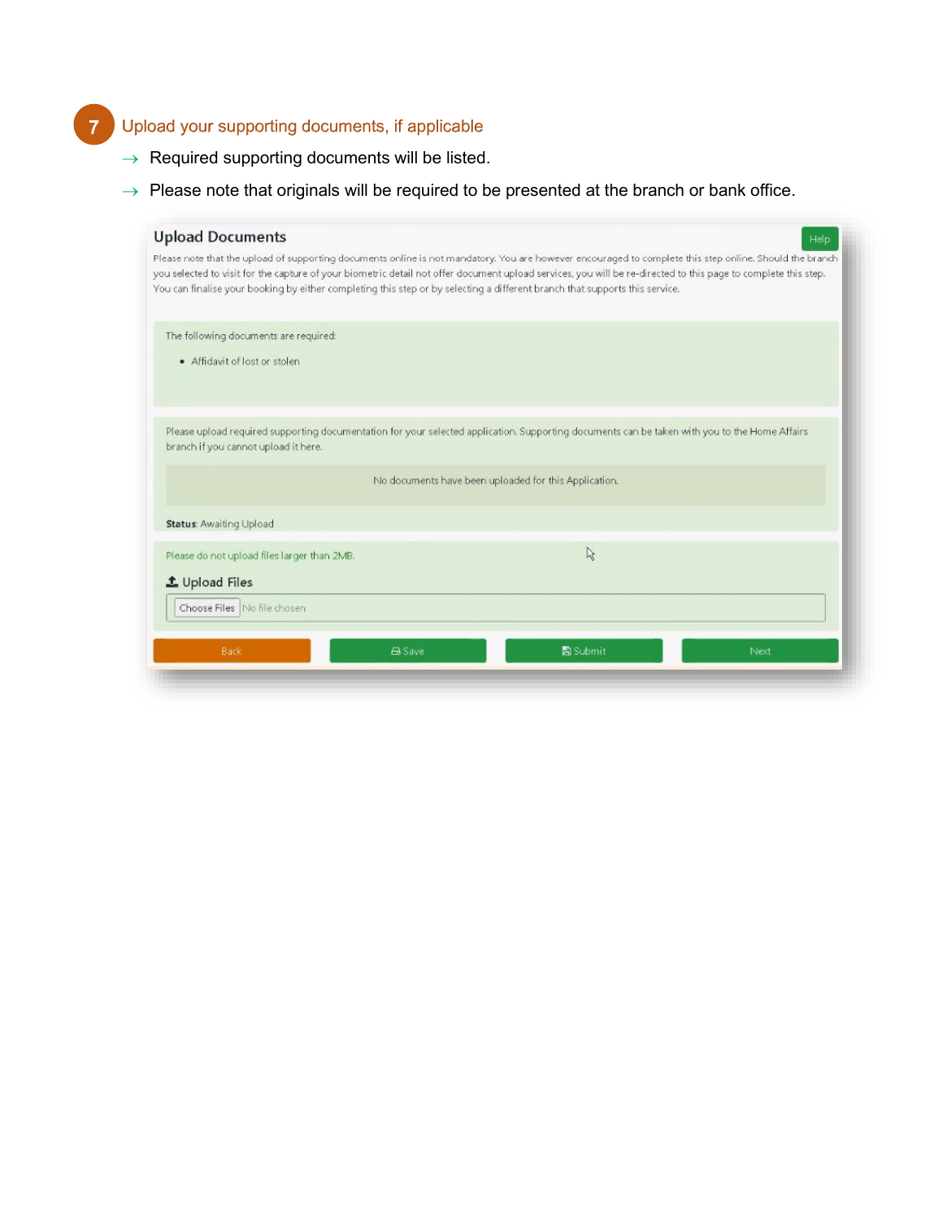## 7 Upload your supporting documents, if applicable

→ Required supporting documents will be listed.

→ Please note that originals will be required to be presented at the branch or bank office.

### Upload Documents

Help

Please note that the upload of supporting documents online is not mandatory. You are however encouraged to complete this step online. Should the branch you selected to visit for the capture of your biometric detail not offer document upload services, you will be re-directed to this page to complete this step. You can finalise your booking by either completing this step or by selecting a different branch that supports this service.

The following documents are required:

- Affidavit of lost or stolen

Please upload required supporting documentation for your selected application. Supporting documents can be taken with you to the Home Affairs branch if you cannot upload it here.

No documents have been uploaded for this Application.

**Status:** Awaiting Upload

Please do not upload files larger than 2MB.

**Upload Files**

Choose Files No file chosen

Back | Save | Submit | Next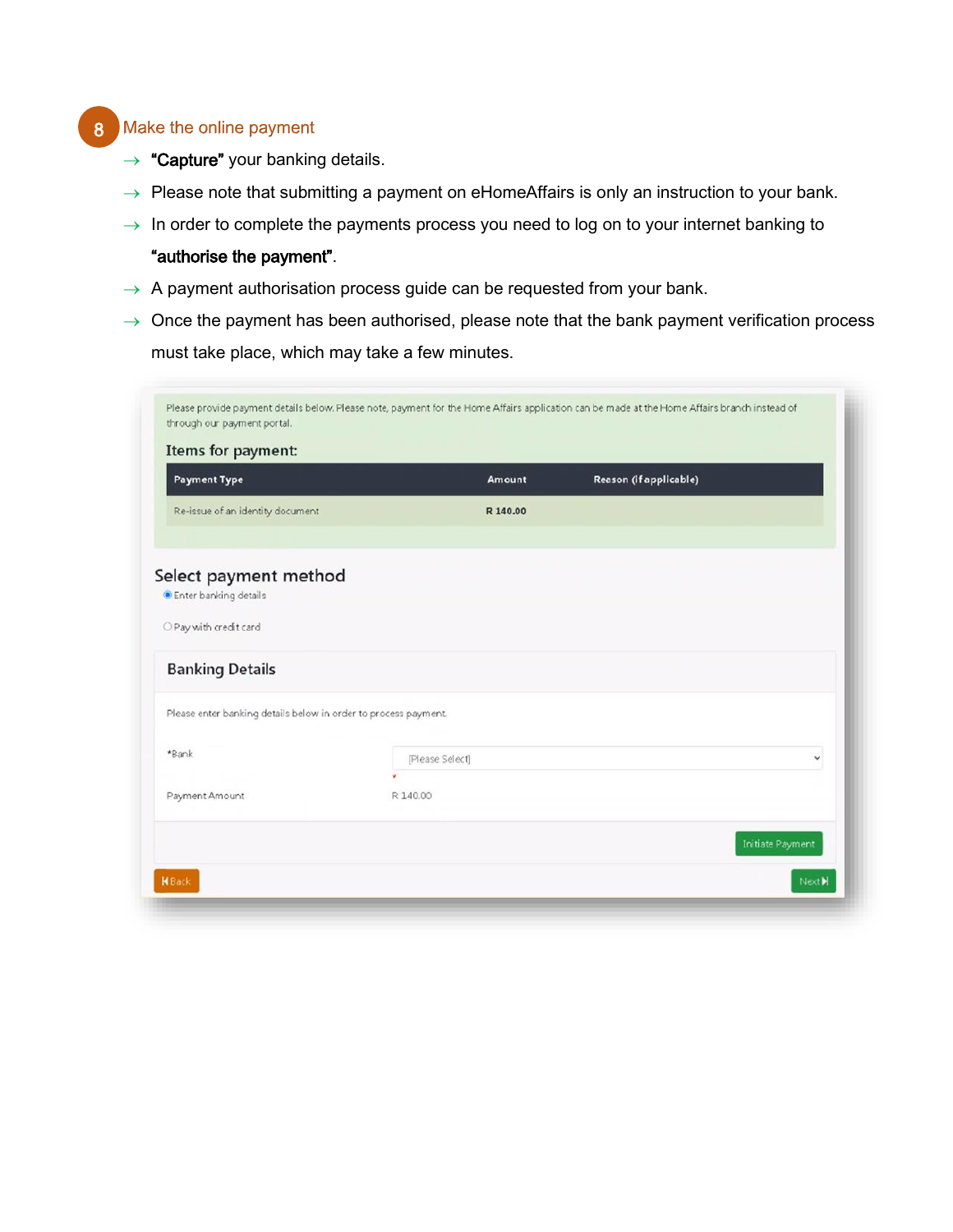## 8 Make the online payment

- **"Capture"** your banking details.
- Please note that submitting a payment on eHomeAffairs is only an instruction to your bank.
- In order to complete the payments process you need to log on to your internet banking to **"authorise the payment"**.
- A payment authorisation process guide can be requested from your bank.
- Once the payment has been authorised, please note that the bank payment verification process must take place, which may take a few minutes.

Please provide payment details below. Please note, payment for the Home Affairs application can be made at the Home Affairs branch instead of through our payment portal.

**Items for payment:**

| Payment Type | Amount | Reason (if applicable) |
| --- | --- | --- |
| Re-issue of an identity document | R 140.00 | |

**Select payment method**

- (•) Enter banking details
- ( ) Pay with credit card

**Banking Details**

Please enter banking details below in order to process payment.

*Bank [Please Select]

Payment Amount R 140.00

Initiate Payment

Back    Next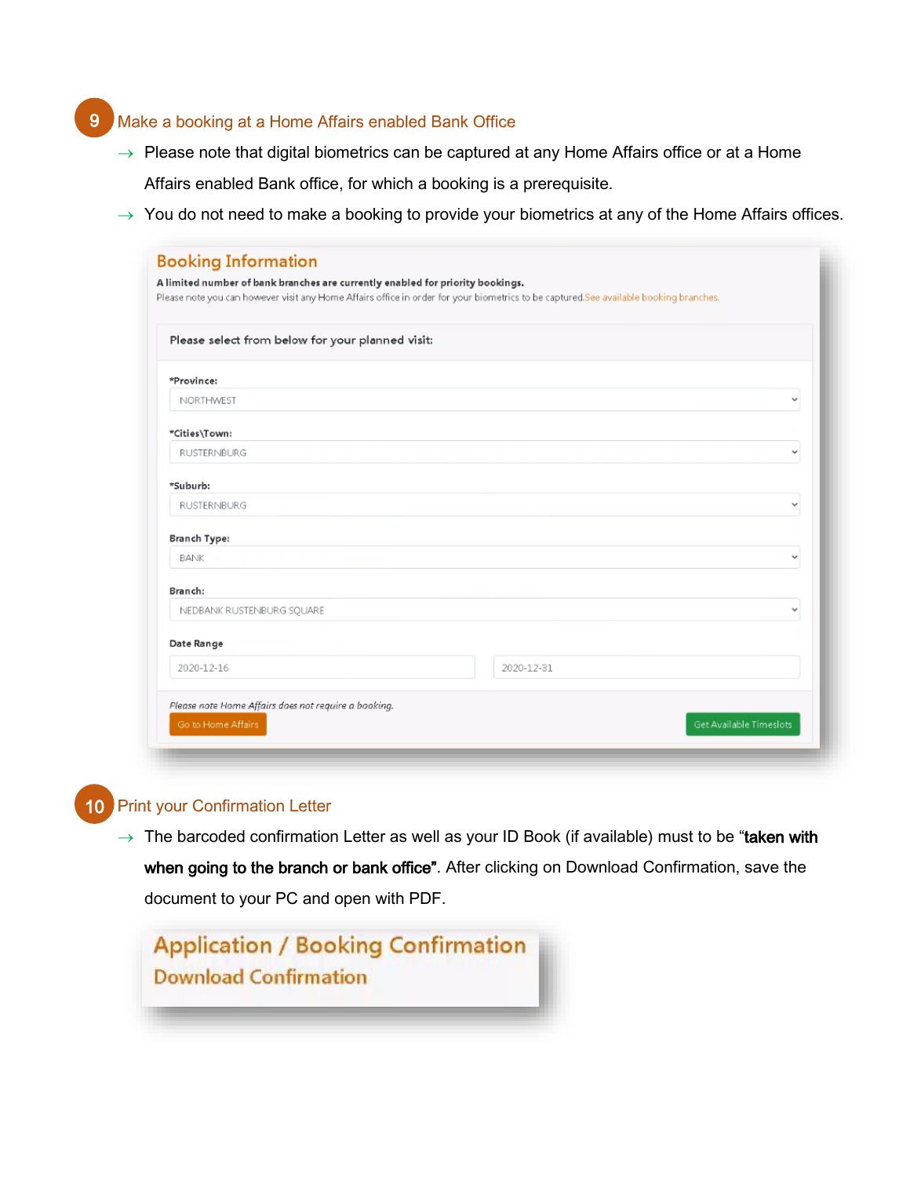## 9 Make a booking at a Home Affairs enabled Bank Office

→ Please note that digital biometrics can be captured at any Home Affairs office or at a Home Affairs enabled Bank office, for which a booking is a prerequisite.

→ You do not need to make a booking to provide your biometrics at any of the Home Affairs offices.

**Booking Information**

**A limited number of bank branches are currently enabled for priority bookings.**
Please note you can however visit any Home Affairs office in order for your biometrics to be captured. See available booking branches.

Please select from below for your planned visit:

*Province: NORTHWEST

*Cities\Town: RUSTERNBURG

*Suburb: RUSTERNBURG

Branch Type: BANK

Branch: NEDBANK RUSTENBURG SQUARE

Date Range: 2020-12-16 2020-12-31

*Please note Home Affairs does not require a booking.*

Go to Home Affairs | Get Available Timeslots

## 10 Print your Confirmation Letter

→ The barcoded confirmation Letter as well as your ID Book (if available) must to be "**taken with when going to the branch or bank office**". After clicking on Download Confirmation, save the document to your PC and open with PDF.

**Application / Booking Confirmation**
**Download Confirmation**